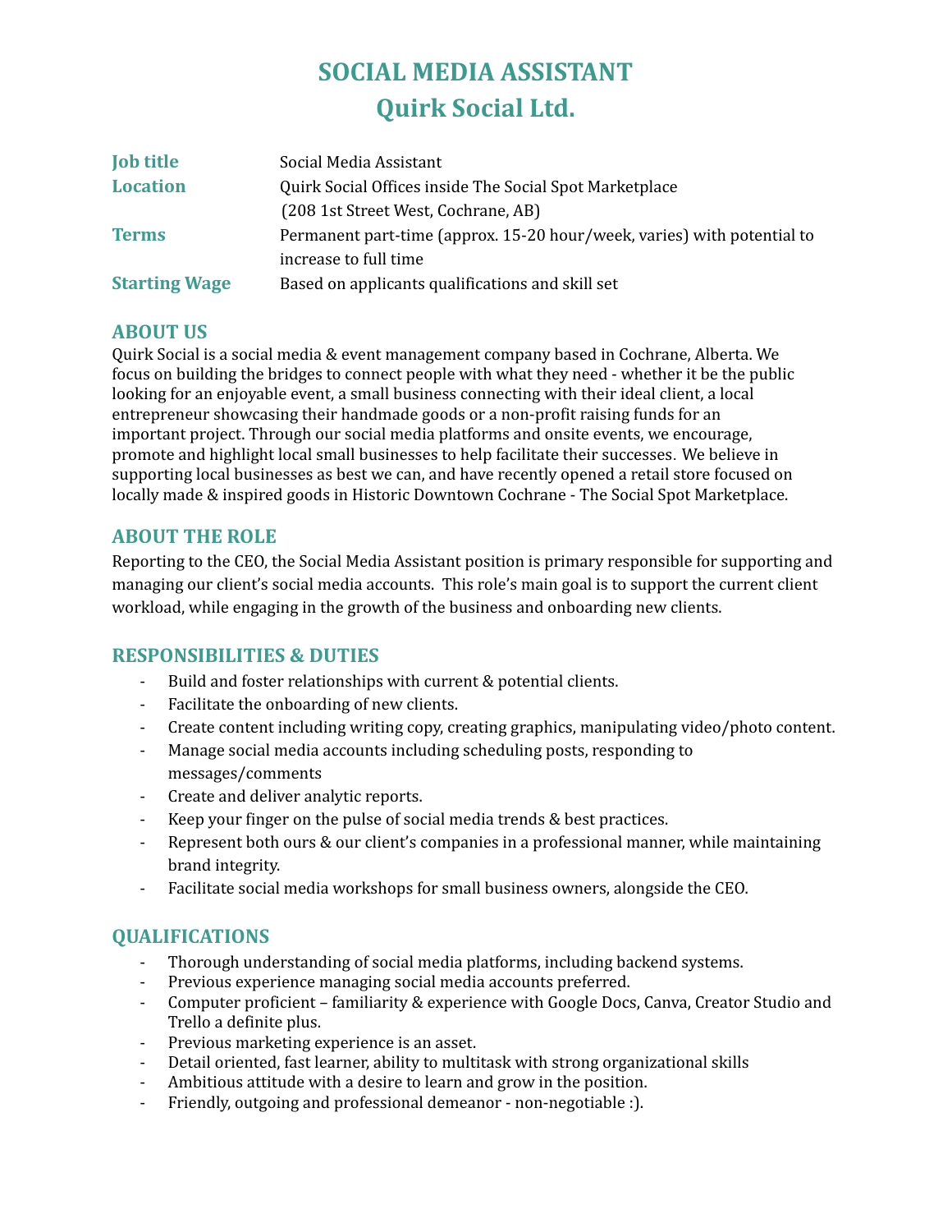# SOCIAL MEDIA ASSISTANT
# Quirk Social Ltd.

| | |
|---|---|
| **Job title** | Social Media Assistant |
| **Location** | Quirk Social Offices inside The Social Spot Marketplace (208 1st Street West, Cochrane, AB) |
| **Terms** | Permanent part-time (approx. 15-20 hour/week, varies) with potential to increase to full time |
| **Starting Wage** | Based on applicants qualifications and skill set |

## ABOUT US

Quirk Social is a social media & event management company based in Cochrane, Alberta. We focus on building the bridges to connect people with what they need - whether it be the public looking for an enjoyable event, a small business connecting with their ideal client, a local entrepreneur showcasing their handmade goods or a non-profit raising funds for an important project. Through our social media platforms and onsite events, we encourage, promote and highlight local small businesses to help facilitate their successes. We believe in supporting local businesses as best we can, and have recently opened a retail store focused on locally made & inspired goods in Historic Downtown Cochrane - The Social Spot Marketplace.

## ABOUT THE ROLE

Reporting to the CEO, the Social Media Assistant position is primary responsible for supporting and managing our client's social media accounts. This role's main goal is to support the current client workload, while engaging in the growth of the business and onboarding new clients.

## RESPONSIBILITIES & DUTIES

- Build and foster relationships with current & potential clients.
- Facilitate the onboarding of new clients.
- Create content including writing copy, creating graphics, manipulating video/photo content.
- Manage social media accounts including scheduling posts, responding to messages/comments
- Create and deliver analytic reports.
- Keep your finger on the pulse of social media trends & best practices.
- Represent both ours & our client's companies in a professional manner, while maintaining brand integrity.
- Facilitate social media workshops for small business owners, alongside the CEO.

## QUALIFICATIONS

- Thorough understanding of social media platforms, including backend systems.
- Previous experience managing social media accounts preferred.
- Computer proficient – familiarity & experience with Google Docs, Canva, Creator Studio and Trello a definite plus.
- Previous marketing experience is an asset.
- Detail oriented, fast learner, ability to multitask with strong organizational skills
- Ambitious attitude with a desire to learn and grow in the position.
- Friendly, outgoing and professional demeanor - non-negotiable :).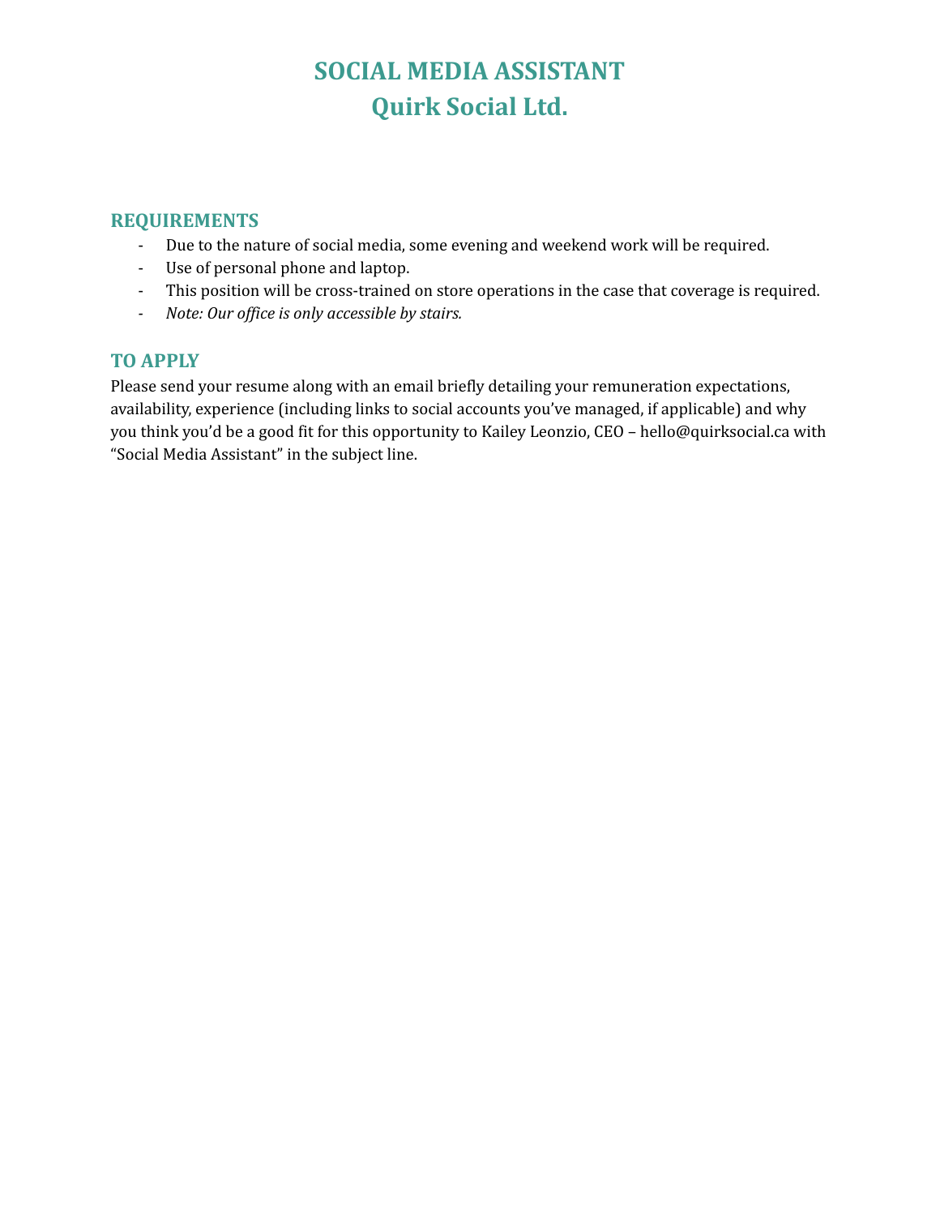# SOCIAL MEDIA ASSISTANT
# Quirk Social Ltd.

## REQUIREMENTS

- Due to the nature of social media, some evening and weekend work will be required.
- Use of personal phone and laptop.
- This position will be cross-trained on store operations in the case that coverage is required.
- *Note: Our office is only accessible by stairs.*

## TO APPLY

Please send your resume along with an email briefly detailing your remuneration expectations, availability, experience (including links to social accounts you've managed, if applicable) and why you think you'd be a good fit for this opportunity to Kailey Leonzio, CEO – hello@quirksocial.ca with "Social Media Assistant" in the subject line.